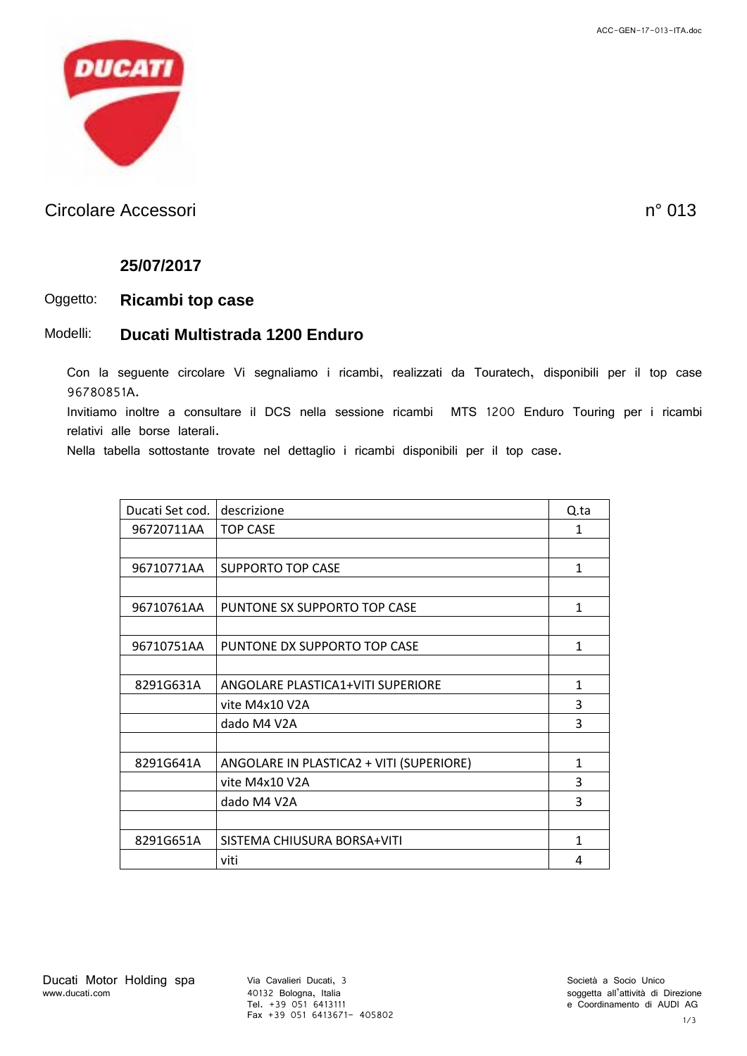## Circolare Accessori n° 013

**25/07/2017**

Oggetto: **Ricambi top case**

Modelli: **Ducati Multistrada 1200 Enduro**

Con la seguente circolare Vi segnaliamo i ricambi, realizzati da Touratech, disponibili per il top case 96780851A.

Invitiamo inoltre a consultare il DCS nella sessione ricambi MTS 1200 Enduro Touring per i ricambi relativi alle borse laterali.

Nella tabella sottostante trovate nel dettaglio i ricambi disponibili per il top case.

| Ducati Set cod. | descrizione | Q.ta |
|---|---|---|
| 96720711AA | TOP CASE | 1 |
| | | |
| 96710771AA | SUPPORTO TOP CASE | 1 |
| | | |
| 96710761AA | PUNTONE SX SUPPORTO TOP CASE | 1 |
| | | |
| 96710751AA | PUNTONE DX SUPPORTO TOP CASE | 1 |
| | | |
| 8291G631A | ANGOLARE PLASTICA1+VITI SUPERIORE | 1 |
| | vite M4x10 V2A | 3 |
| | dado M4 V2A | 3 |
| | | |
| 8291G641A | ANGOLARE IN PLASTICA2 + VITI (SUPERIORE) | 1 |
| | vite M4x10 V2A | 3 |
| | dado M4 V2A | 3 |
| | | |
| 8291G651A | SISTEMA CHIUSURA BORSA+VITI | 1 |
| | viti | 4 |

Ducati Motor Holding spa
www.ducati.com

Via Cavalieri Ducati, 3
40132 Bologna, Italia
Tel. +39 051 6413111
Fax +39 051 6413671- 405802

Società a Socio Unico
soggetta all'attività di Direzione e Coordinamento di AUDI AG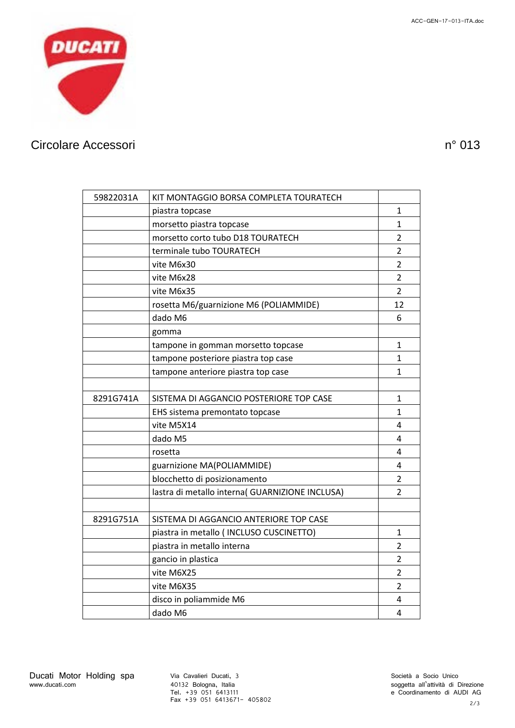Circolare Accessori n° 013

| | | |
|---|---|---|
| 59822031A | KIT MONTAGGIO BORSA COMPLETA TOURATECH | |
| | piastra topcase | 1 |
| | morsetto piastra topcase | 1 |
| | morsetto corto tubo D18 TOURATECH | 2 |
| | terminale tubo TOURATECH | 2 |
| | vite M6x30 | 2 |
| | vite M6x28 | 2 |
| | vite M6x35 | 2 |
| | rosetta M6/guarnizione M6 (POLIAMMIDE) | 12 |
| | dado M6 | 6 |
| | gomma | |
| | tampone in gomman morsetto topcase | 1 |
| | tampone posteriore piastra top case | 1 |
| | tampone anteriore piastra top case | 1 |
| | | |
| 8291G741A | SISTEMA DI AGGANCIO POSTERIORE TOP CASE | 1 |
| | EHS sistema premontato topcase | 1 |
| | vite M5X14 | 4 |
| | dado M5 | 4 |
| | rosetta | 4 |
| | guarnizione MA(POLIAMMIDE) | 4 |
| | blocchetto di posizionamento | 2 |
| | lastra di metallo interna( GUARNIZIONE INCLUSA) | 2 |
| | | |
| 8291G751A | SISTEMA DI AGGANCIO ANTERIORE TOP CASE | |
| | piastra in metallo ( INCLUSO CUSCINETTO) | 1 |
| | piastra in metallo interna | 2 |
| | gancio in plastica | 2 |
| | vite M6X25 | 2 |
| | vite M6X35 | 2 |
| | disco in poliammide M6 | 4 |
| | dado M6 | 4 |

Ducati Motor Holding spa
www.ducati.com

Via Cavalieri Ducati, 3
40132 Bologna, Italia
Tel. +39 051 6413111
Fax +39 051 6413671- 405802

Società a Socio Unico
soggetta all'attività di Direzione
e Coordinamento di AUDI AG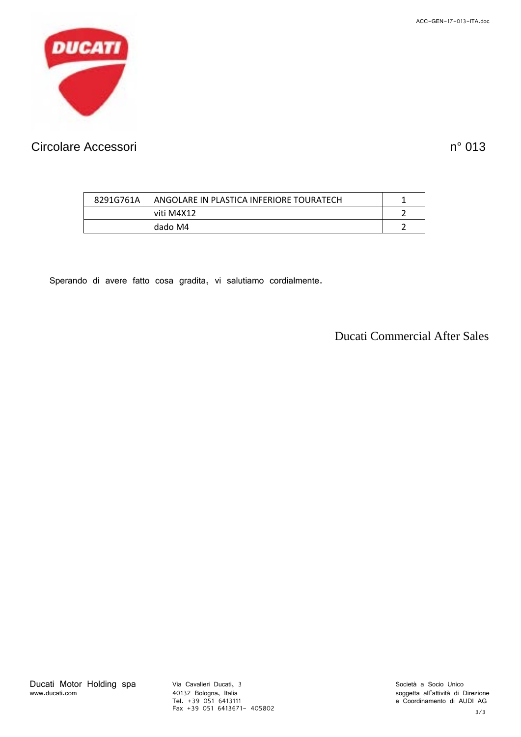Circolare Accessori n° 013

| 8291G761A | ANGOLARE IN PLASTICA INFERIORE TOURATECH | 1 |
|---|---|---|
| | viti M4X12 | 2 |
| | dado M4 | 2 |

Sperando di avere fatto cosa gradita, vi salutiamo cordialmente.

Ducati Commercial After Sales

Ducati Motor Holding spa
www.ducati.com

Via Cavalieri Ducati, 3
40132 Bologna, Italia
Tel. +39 051 6413111
Fax +39 051 6413671- 405802

Società a Socio Unico
soggetta all'attività di Direzione
e Coordinamento di AUDI AG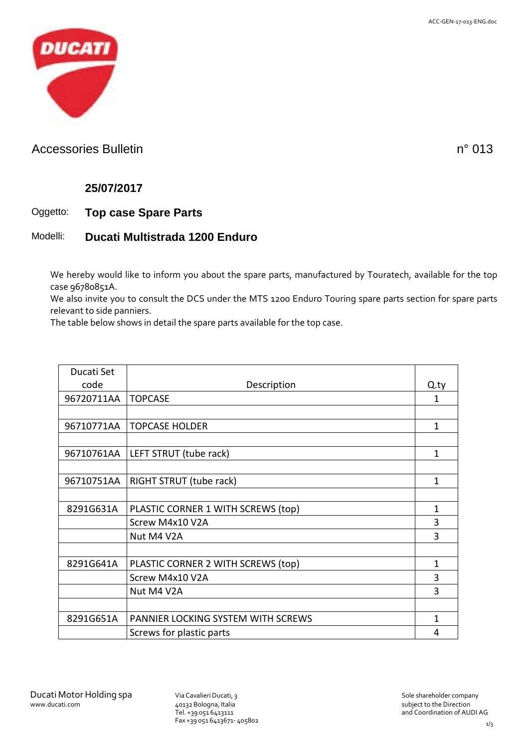# Accessories Bulletin n° 013

**25/07/2017**

Oggetto: **Top case Spare Parts**

Modelli: **Ducati Multistrada 1200 Enduro**

We hereby would like to inform you about the spare parts, manufactured by Touratech, available for the top case 96780851A.
We also invite you to consult the DCS under the MTS 1200 Enduro Touring spare parts section for spare parts relevant to side panniers.
The table below shows in detail the spare parts available for the top case.

| Ducati Set code | Description | Q.ty |
|---|---|---|
| 96720711AA | TOPCASE | 1 |
| | | |
| 96710771AA | TOPCASE HOLDER | 1 |
| | | |
| 96710761AA | LEFT STRUT (tube rack) | 1 |
| | | |
| 96710751AA | RIGHT STRUT (tube rack) | 1 |
| | | |
| 8291G631A | PLASTIC CORNER 1 WITH SCREWS (top) | 1 |
| | Screw M4x10 V2A | 3 |
| | Nut M4 V2A | 3 |
| | | |
| 8291G641A | PLASTIC CORNER 2 WITH SCREWS (top) | 1 |
| | Screw M4x10 V2A | 3 |
| | Nut M4 V2A | 3 |
| | | |
| 8291G651A | PANNIER LOCKING SYSTEM WITH SCREWS | 1 |
| | Screws for plastic parts | 4 |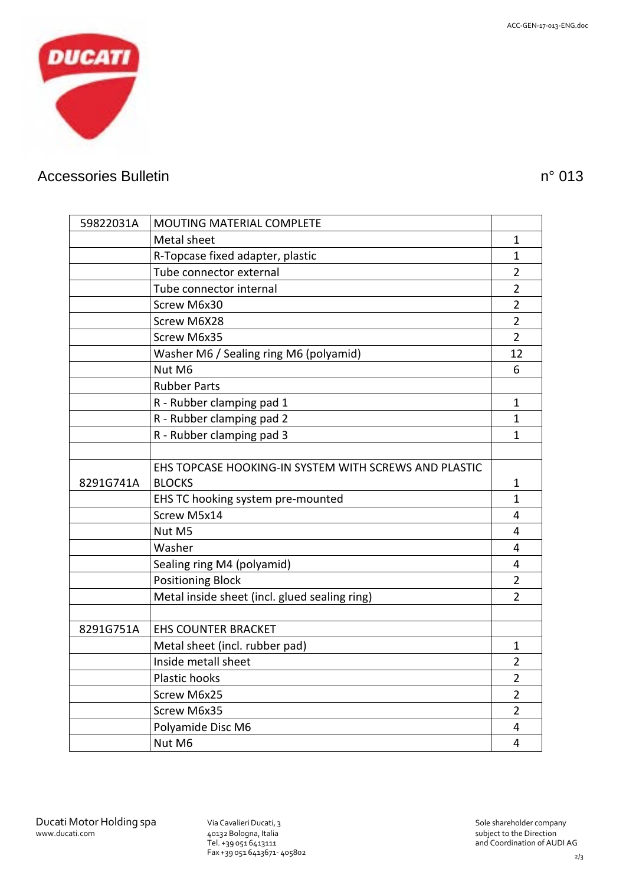Accessories Bulletin n° 013

| | | |
|---|---|---|
| 59822031A | MOUTING MATERIAL COMPLETE | |
| | Metal sheet | 1 |
| | R-Topcase fixed adapter, plastic | 1 |
| | Tube connector external | 2 |
| | Tube connector internal | 2 |
| | Screw M6x30 | 2 |
| | Screw M6X28 | 2 |
| | Screw M6x35 | 2 |
| | Washer M6 / Sealing ring M6 (polyamid) | 12 |
| | Nut M6 | 6 |
| | Rubber Parts | |
| | R - Rubber clamping pad 1 | 1 |
| | R - Rubber clamping pad 2 | 1 |
| | R - Rubber clamping pad 3 | 1 |
| | | |
| 8291G741A | EHS TOPCASE HOOKING-IN SYSTEM WITH SCREWS AND PLASTIC BLOCKS | 1 |
| | EHS TC hooking system pre-mounted | 1 |
| | Screw M5x14 | 4 |
| | Nut M5 | 4 |
| | Washer | 4 |
| | Sealing ring M4 (polyamid) | 4 |
| | Positioning Block | 2 |
| | Metal inside sheet (incl. glued sealing ring) | 2 |
| | | |
| 8291G751A | EHS COUNTER BRACKET | |
| | Metal sheet (incl. rubber pad) | 1 |
| | Inside metall sheet | 2 |
| | Plastic hooks | 2 |
| | Screw M6x25 | 2 |
| | Screw M6x35 | 2 |
| | Polyamide Disc M6 | 4 |
| | Nut M6 | 4 |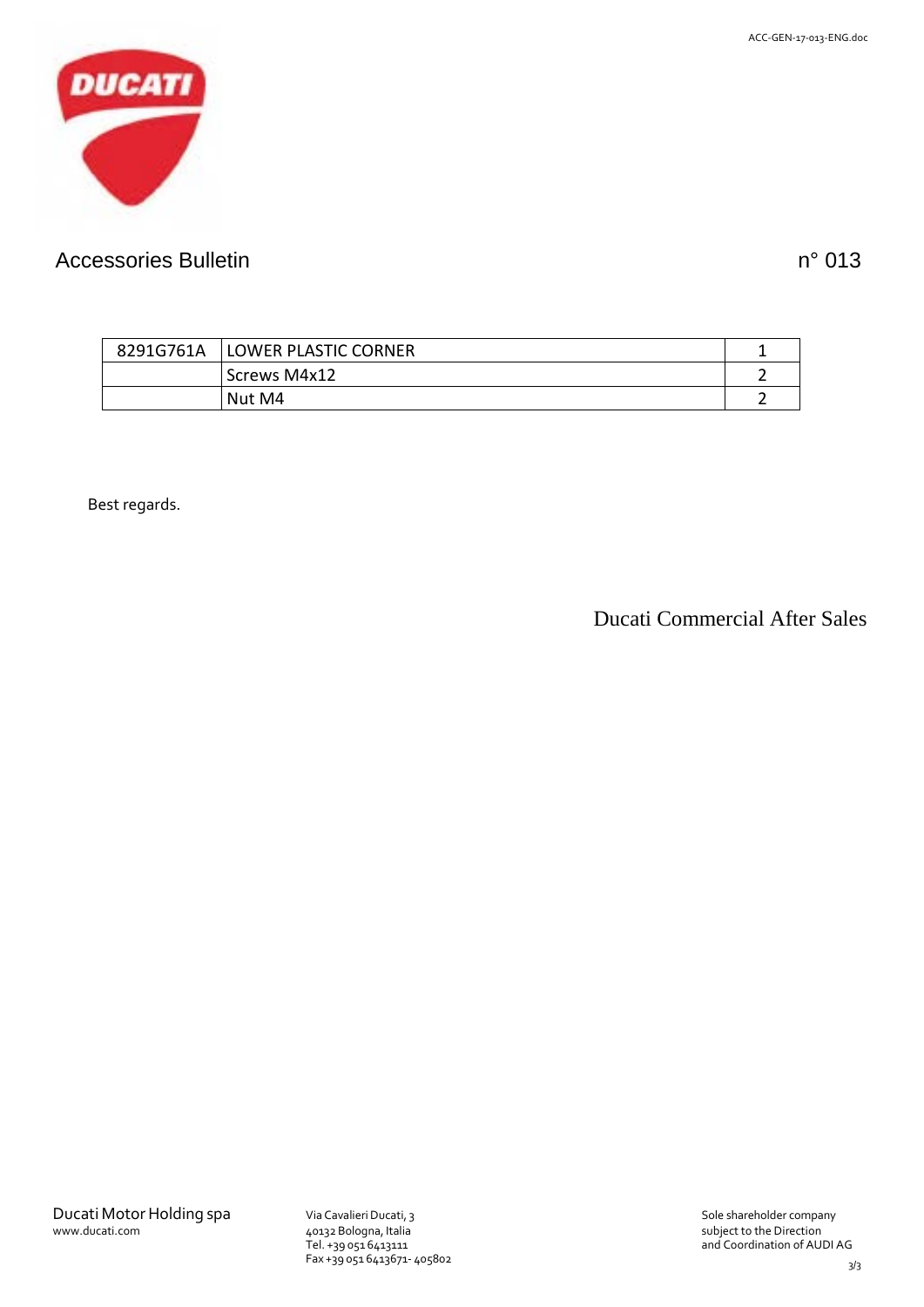## Accessories Bulletin n° 013

| | | |
|---|---|---|
| 8291G761A | LOWER PLASTIC CORNER | 1 |
| | Screws M4x12 | 2 |
| | Nut M4 | 2 |

Best regards.

Ducati Commercial After Sales

Ducati Motor Holding spa
www.ducati.com

Via Cavalieri Ducati, 3
40132 Bologna, Italia
Tel. +39 051 6413111
Fax +39 051 6413671- 405802

Sole shareholder company
subject to the Direction
and Coordination of AUDI AG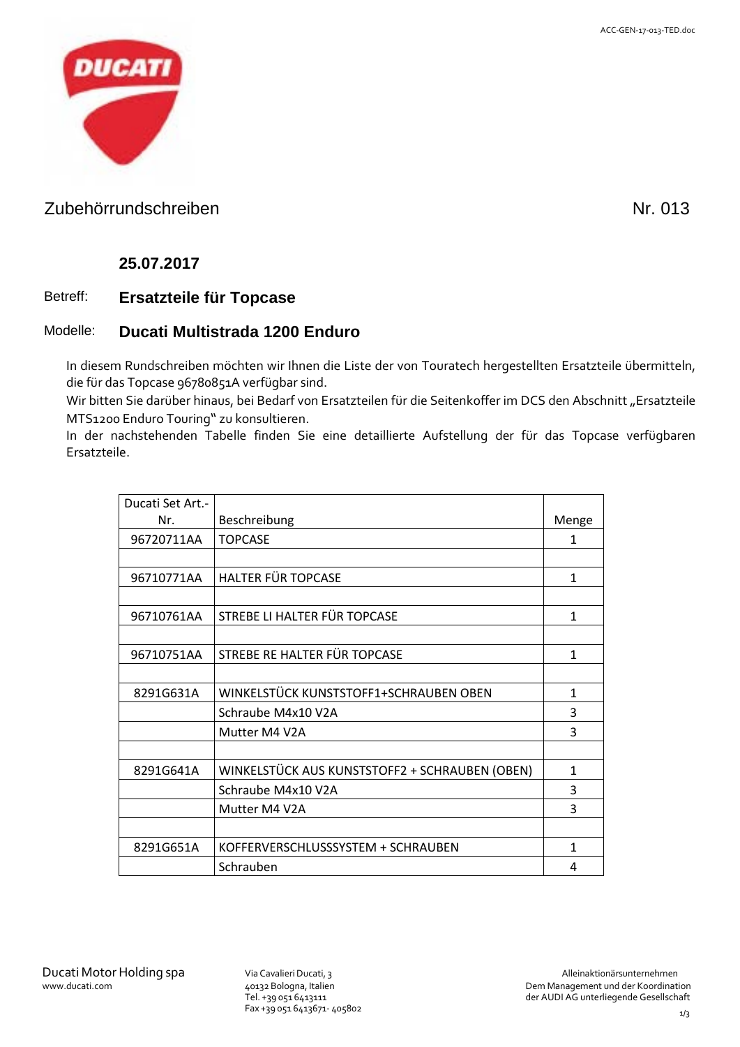## Zubehörrundschreiben Nr. 013

**25.07.2017**

Betreff: **Ersatzteile für Topcase**

Modelle: **Ducati Multistrada 1200 Enduro**

In diesem Rundschreiben möchten wir Ihnen die Liste der von Touratech hergestellten Ersatzteile übermitteln, die für das Topcase 96780851A verfügbar sind.
Wir bitten Sie darüber hinaus, bei Bedarf von Ersatzteilen für die Seitenkoffer im DCS den Abschnitt „Ersatzteile MTS1200 Enduro Touring" zu konsultieren.
In der nachstehenden Tabelle finden Sie eine detaillierte Aufstellung der für das Topcase verfügbaren Ersatzteile.

| Ducati Set Art.-Nr. | Beschreibung | Menge |
|---|---|---|
| 96720711AA | TOPCASE | 1 |
| | | |
| 96710771AA | HALTER FÜR TOPCASE | 1 |
| | | |
| 96710761AA | STREBE LI HALTER FÜR TOPCASE | 1 |
| | | |
| 96710751AA | STREBE RE HALTER FÜR TOPCASE | 1 |
| | | |
| 8291G631A | WINKELSTÜCK KUNSTSTOFF1+SCHRAUBEN OBEN | 1 |
| | Schraube M4x10 V2A | 3 |
| | Mutter M4 V2A | 3 |
| | | |
| 8291G641A | WINKELSTÜCK AUS KUNSTSTOFF2 + SCHRAUBEN (OBEN) | 1 |
| | Schraube M4x10 V2A | 3 |
| | Mutter M4 V2A | 3 |
| | | |
| 8291G651A | KOFFERVERSCHLUSSSYSTEM + SCHRAUBEN | 1 |
| | Schrauben | 4 |

Ducati Motor Holding spa
www.ducati.com

Via Cavalieri Ducati, 3
40132 Bologna, Italien
Tel. +39 051 6413111
Fax +39 051 6413671- 405802

Alleinaktionärsunternehmen
Dem Management und der Koordination der AUDI AG unterliegende Gesellschaft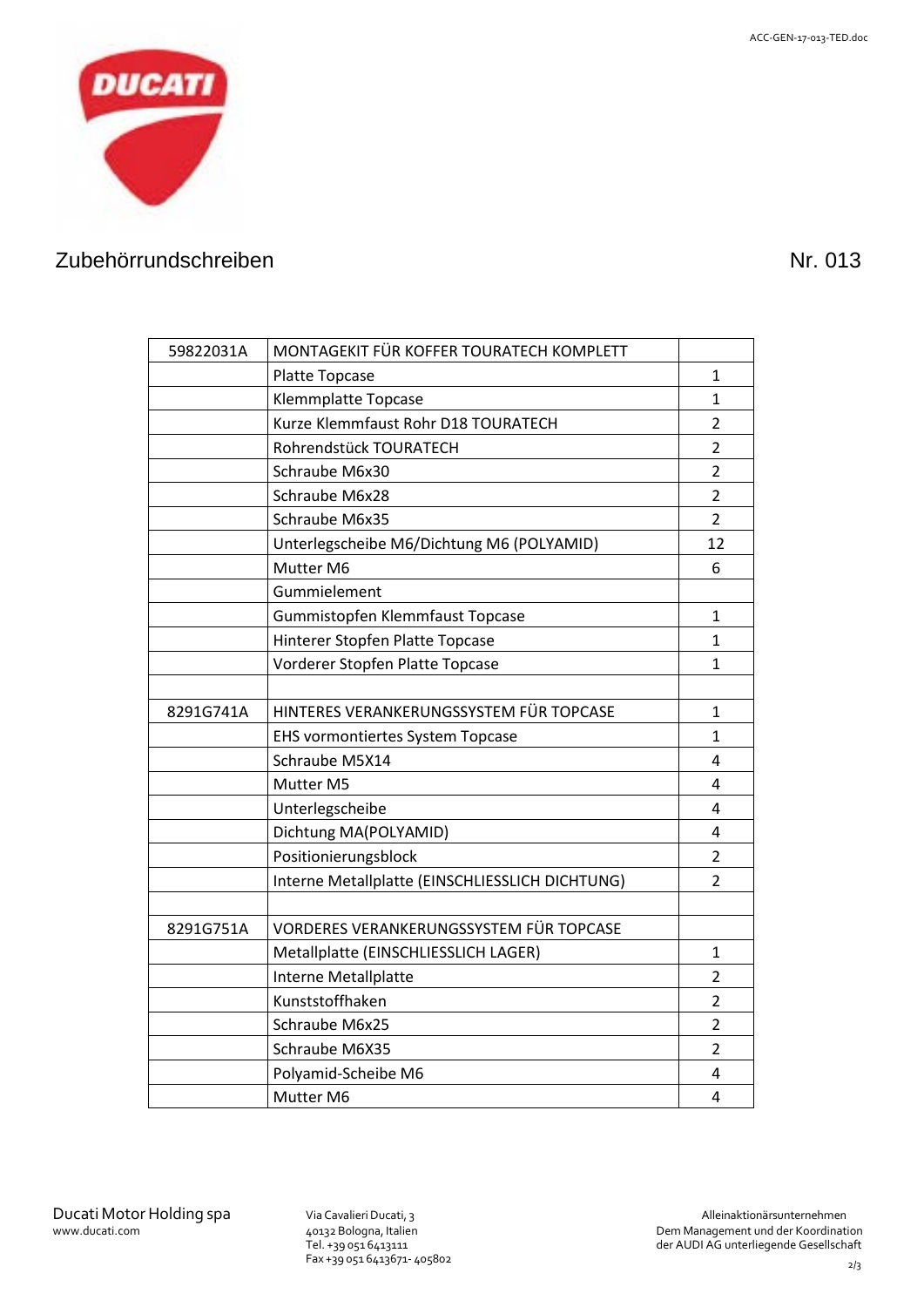Zubehörrundschreiben Nr. 013

| | | |
|---|---|---|
| 59822031A | MONTAGEKIT FÜR KOFFER TOURATECH KOMPLETT | |
| | Platte Topcase | 1 |
| | Klemmplatte Topcase | 1 |
| | Kurze Klemmfaust Rohr D18 TOURATECH | 2 |
| | Rohrendstück TOURATECH | 2 |
| | Schraube M6x30 | 2 |
| | Schraube M6x28 | 2 |
| | Schraube M6x35 | 2 |
| | Unterlegscheibe M6/Dichtung M6 (POLYAMID) | 12 |
| | Mutter M6 | 6 |
| | Gummielement | |
| | Gummistopfen Klemmfaust Topcase | 1 |
| | Hinterer Stopfen Platte Topcase | 1 |
| | Vorderer Stopfen Platte Topcase | 1 |
| | | |
| 8291G741A | HINTERES VERANKERUNGSSYSTEM FÜR TOPCASE | 1 |
| | EHS vormontiertes System Topcase | 1 |
| | Schraube M5X14 | 4 |
| | Mutter M5 | 4 |
| | Unterlegscheibe | 4 |
| | Dichtung MA(POLYAMID) | 4 |
| | Positionierungsblock | 2 |
| | Interne Metallplatte (EINSCHLIESSLICH DICHTUNG) | 2 |
| | | |
| 8291G751A | VORDERES VERANKERUNGSSYSTEM FÜR TOPCASE | |
| | Metallplatte (EINSCHLIESSLICH LAGER) | 1 |
| | Interne Metallplatte | 2 |
| | Kunststoffhaken | 2 |
| | Schraube M6x25 | 2 |
| | Schraube M6X35 | 2 |
| | Polyamid-Scheibe M6 | 4 |
| | Mutter M6 | 4 |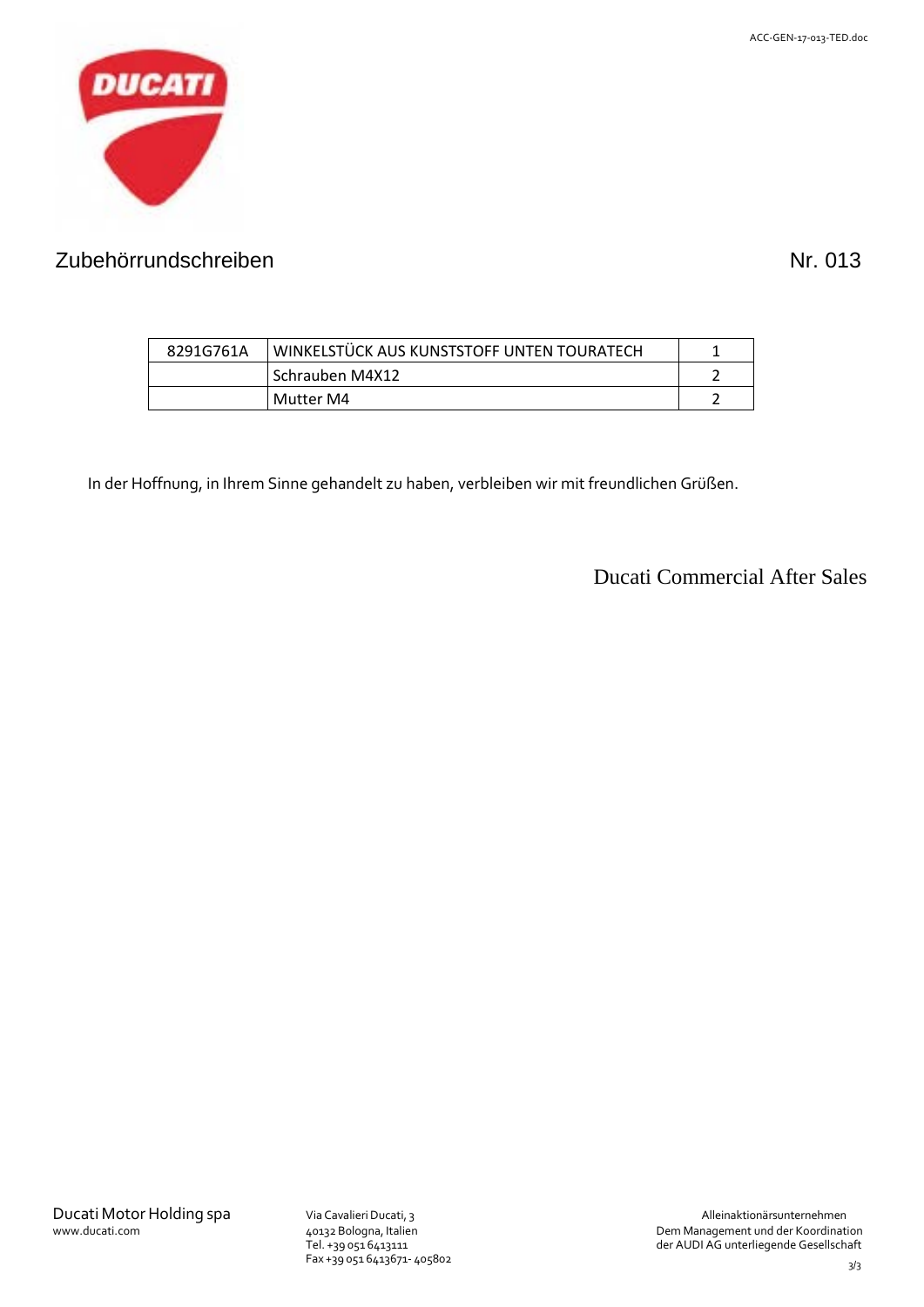Zubehörrundschreiben Nr. 013

| 8291G761A | WINKELSTÜCK AUS KUNSTSTOFF UNTEN TOURATECH | 1 |
|---|---|---|
| | Schrauben M4X12 | 2 |
| | Mutter M4 | 2 |

In der Hoffnung, in Ihrem Sinne gehandelt zu haben, verbleiben wir mit freundlichen Grüßen.

Ducati Commercial After Sales

Ducati Motor Holding spa
www.ducati.com

Via Cavalieri Ducati, 3
40132 Bologna, Italien
Tel. +39 051 6413111
Fax +39 051 6413671- 405802

Alleinaktionärsunternehmen
Dem Management und der Koordination der AUDI AG unterliegende Gesellschaft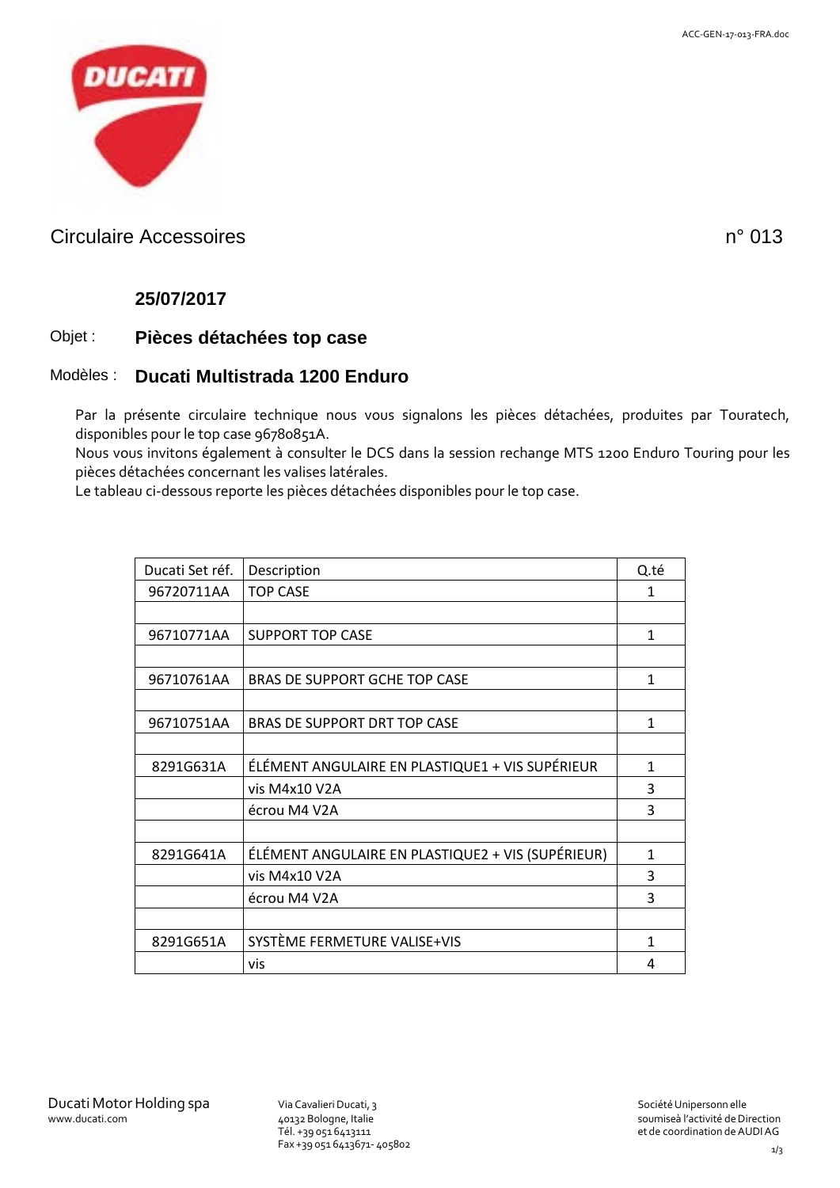## Circulaire Accessoires n° 013

**25/07/2017**

Objet : **Pièces détachées top case**

Modèles : **Ducati Multistrada 1200 Enduro**

Par la présente circulaire technique nous vous signalons les pièces détachées, produites par Touratech, disponibles pour le top case 96780851A.

Nous vous invitons également à consulter le DCS dans la session rechange MTS 1200 Enduro Touring pour les pièces détachées concernant les valises latérales.

Le tableau ci-dessous reporte les pièces détachées disponibles pour le top case.

| Ducati Set réf. | Description | Q.té |
|---|---|---|
| 96720711AA | TOP CASE | 1 |
| | | |
| 96710771AA | SUPPORT TOP CASE | 1 |
| | | |
| 96710761AA | BRAS DE SUPPORT GCHE TOP CASE | 1 |
| | | |
| 96710751AA | BRAS DE SUPPORT DRT TOP CASE | 1 |
| | | |
| 8291G631A | ÉLÉMENT ANGULAIRE EN PLASTIQUE1 + VIS SUPÉRIEUR | 1 |
| | vis M4x10 V2A | 3 |
| | écrou M4 V2A | 3 |
| | | |
| 8291G641A | ÉLÉMENT ANGULAIRE EN PLASTIQUE2 + VIS (SUPÉRIEUR) | 1 |
| | vis M4x10 V2A | 3 |
| | écrou M4 V2A | 3 |
| | | |
| 8291G651A | SYSTÈME FERMETURE VALISE+VIS | 1 |
| | vis | 4 |

Ducati Motor Holding spa
www.ducati.com

Via Cavalieri Ducati, 3
40132 Bologne, Italie
Tél. +39 051 6413111
Fax +39 051 6413671- 405802

Société Unipersonn elle
soumiseà l'activité de Direction
et de coordination de AUDI AG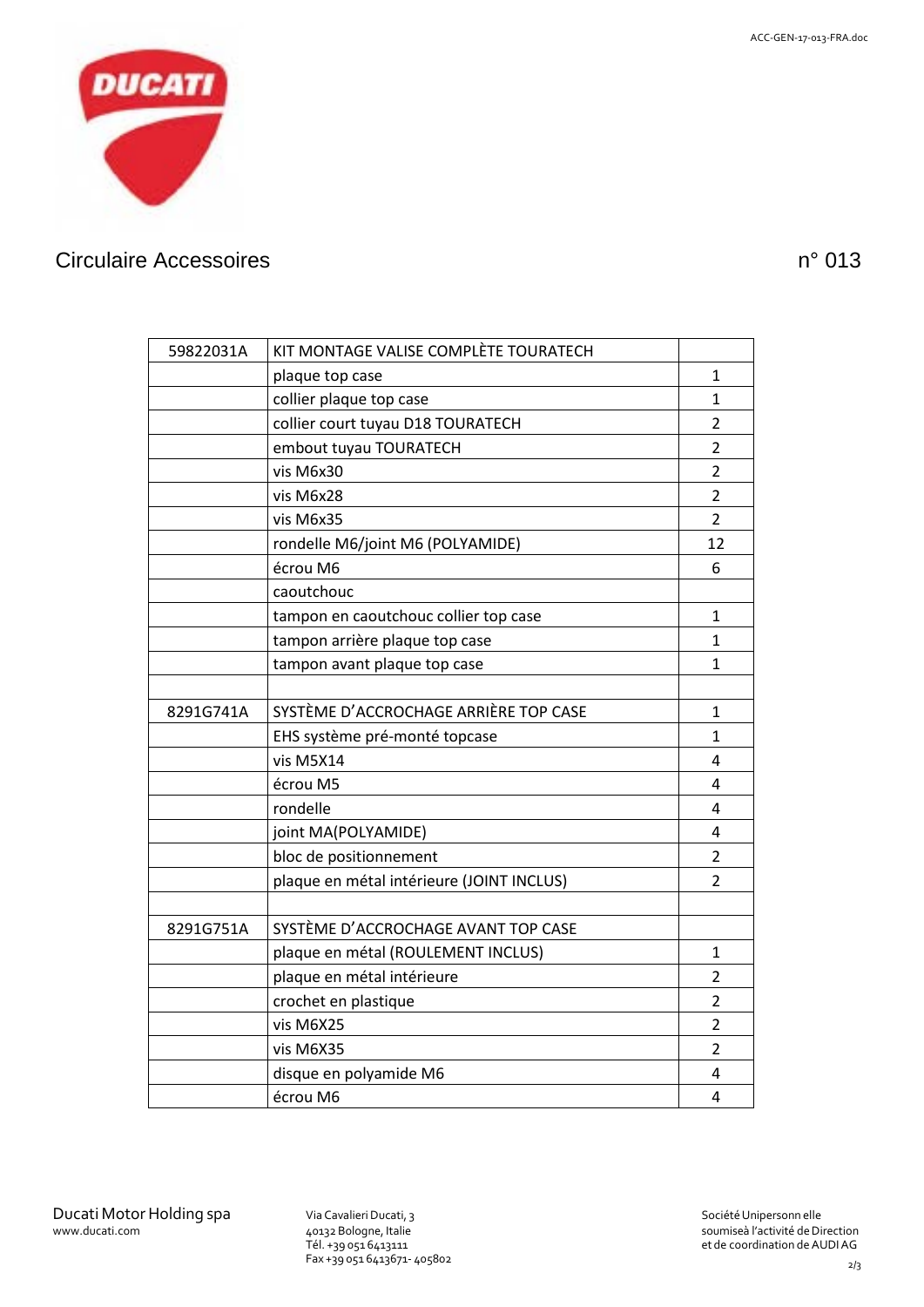Circulaire Accessoires n° 013

| 59822031A | KIT MONTAGE VALISE COMPLÈTE TOURATECH | |
|---|---|---|
| | plaque top case | 1 |
| | collier plaque top case | 1 |
| | collier court tuyau D18 TOURATECH | 2 |
| | embout tuyau TOURATECH | 2 |
| | vis M6x30 | 2 |
| | vis M6x28 | 2 |
| | vis M6x35 | 2 |
| | rondelle M6/joint M6 (POLYAMIDE) | 12 |
| | écrou M6 | 6 |
| | caoutchouc | |
| | tampon en caoutchouc collier top case | 1 |
| | tampon arrière plaque top case | 1 |
| | tampon avant plaque top case | 1 |
| | | |
| 8291G741A | SYSTÈME D'ACCROCHAGE ARRIÈRE TOP CASE | 1 |
| | EHS système pré-monté topcase | 1 |
| | vis M5X14 | 4 |
| | écrou M5 | 4 |
| | rondelle | 4 |
| | joint MA(POLYAMIDE) | 4 |
| | bloc de positionnement | 2 |
| | plaque en métal intérieure (JOINT INCLUS) | 2 |
| | | |
| 8291G751A | SYSTÈME D'ACCROCHAGE AVANT TOP CASE | |
| | plaque en métal (ROULEMENT INCLUS) | 1 |
| | plaque en métal intérieure | 2 |
| | crochet en plastique | 2 |
| | vis M6X25 | 2 |
| | vis M6X35 | 2 |
| | disque en polyamide M6 | 4 |
| | écrou M6 | 4 |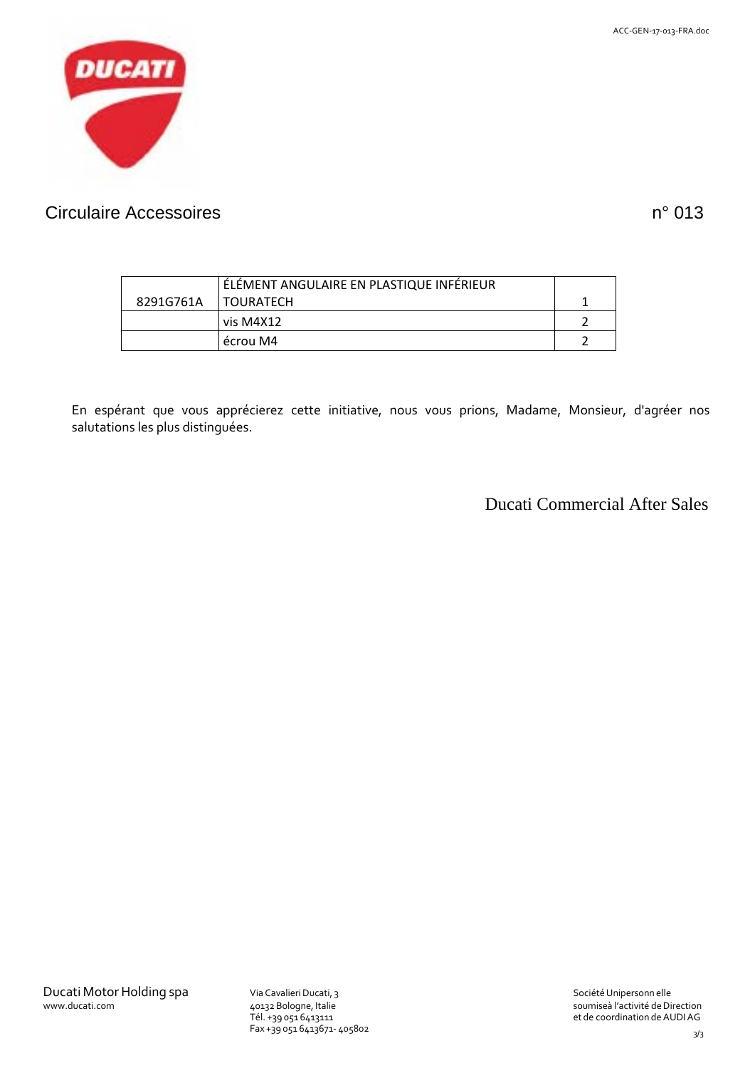Circulaire Accessoires n° 013

| 8291G761A | ÉLÉMENT ANGULAIRE EN PLASTIQUE INFÉRIEUR TOURATECH | 1 |
| --- | --- | --- |
| | vis M4X12 | 2 |
| | écrou M4 | 2 |

En espérant que vous apprécierez cette initiative, nous vous prions, Madame, Monsieur, d'agréer nos salutations les plus distinguées.

Ducati Commercial After Sales

Ducati Motor Holding spa
www.ducati.com

Via Cavalieri Ducati, 3
40132 Bologne, Italie
Tél. +39 051 6413111
Fax +39 051 6413671- 405802

Société Unipersonn elle
soumiseà l'activité de Direction
et de coordination de AUDI AG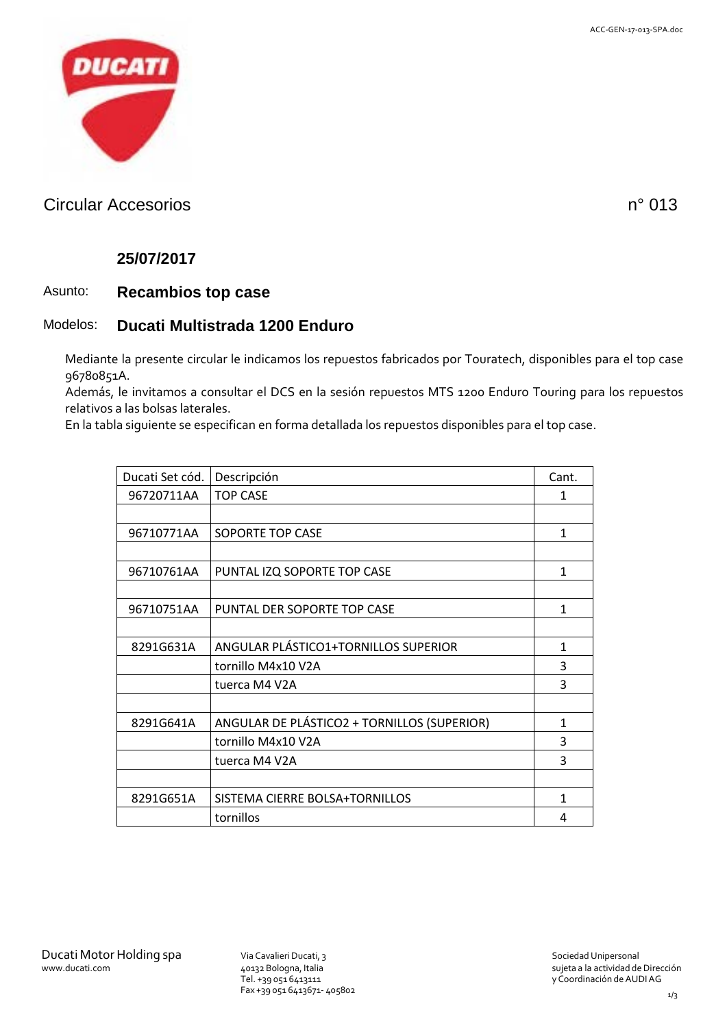Circular Accesorios n° 013

**25/07/2017**

Asunto: **Recambios top case**

Modelos: **Ducati Multistrada 1200 Enduro**

Mediante la presente circular le indicamos los repuestos fabricados por Touratech, disponibles para el top case 96780851A.
Además, le invitamos a consultar el DCS en la sesión repuestos MTS 1200 Enduro Touring para los repuestos relativos a las bolsas laterales.
En la tabla siguiente se especifican en forma detallada los repuestos disponibles para el top case.

| Ducati Set cód. | Descripción | Cant. |
|---|---|---|
| 96720711AA | TOP CASE | 1 |
| | | |
| 96710771AA | SOPORTE TOP CASE | 1 |
| | | |
| 96710761AA | PUNTAL IZQ SOPORTE TOP CASE | 1 |
| | | |
| 96710751AA | PUNTAL DER SOPORTE TOP CASE | 1 |
| | | |
| 8291G631A | ANGULAR PLÁSTICO1+TORNILLOS SUPERIOR | 1 |
| | tornillo M4x10 V2A | 3 |
| | tuerca M4 V2A | 3 |
| | | |
| 8291G641A | ANGULAR DE PLÁSTICO2 + TORNILLOS (SUPERIOR) | 1 |
| | tornillo M4x10 V2A | 3 |
| | tuerca M4 V2A | 3 |
| | | |
| 8291G651A | SISTEMA CIERRE BOLSA+TORNILLOS | 1 |
| | tornillos | 4 |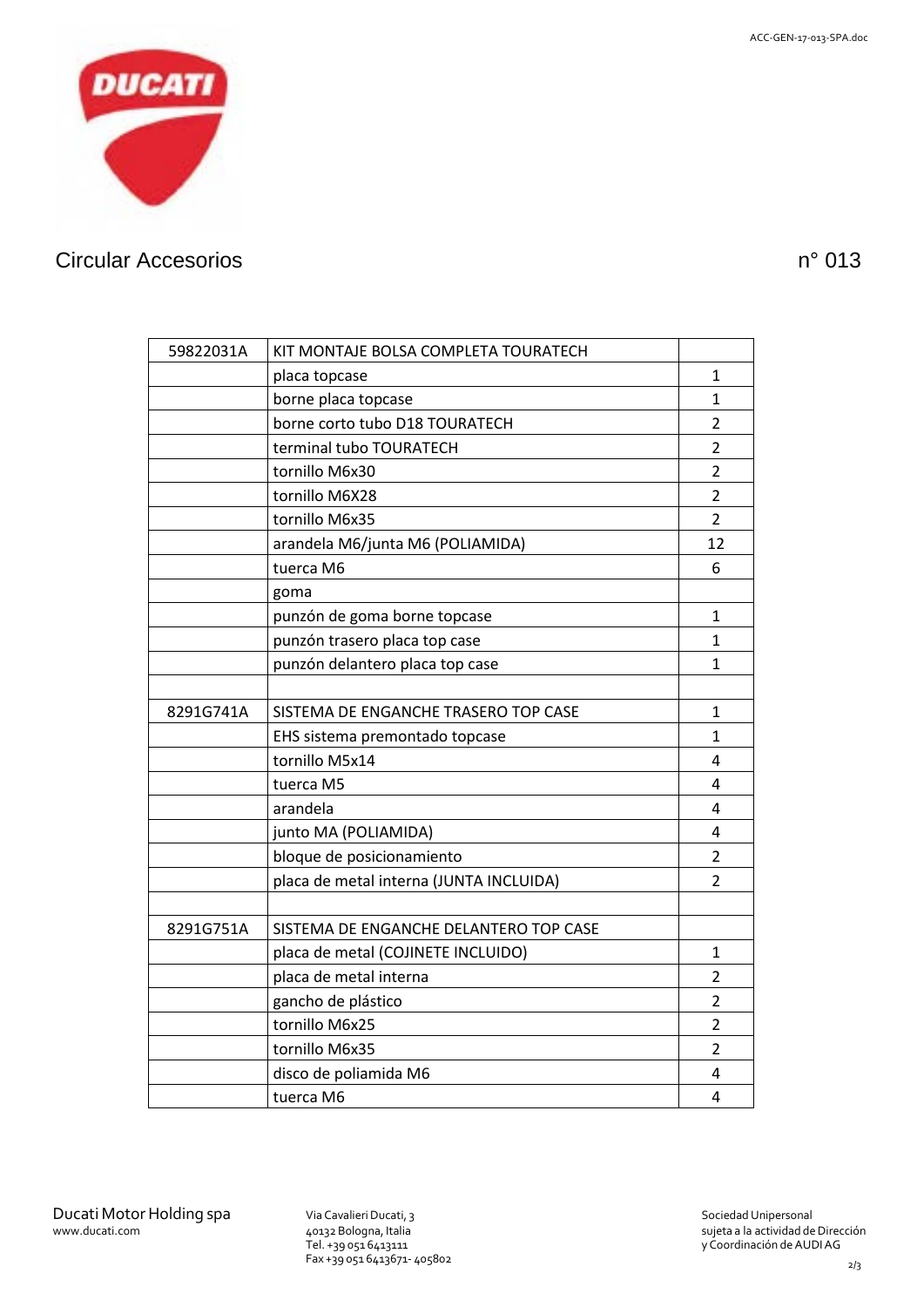Circular Accesorios n° 013

| 59822031A | KIT MONTAJE BOLSA COMPLETA TOURATECH | |
|---|---|---|
| | placa topcase | 1 |
| | borne placa topcase | 1 |
| | borne corto tubo D18 TOURATECH | 2 |
| | terminal tubo TOURATECH | 2 |
| | tornillo M6x30 | 2 |
| | tornillo M6X28 | 2 |
| | tornillo M6x35 | 2 |
| | arandela M6/junta M6 (POLIAMIDA) | 12 |
| | tuerca M6 | 6 |
| | goma | |
| | punzón de goma borne topcase | 1 |
| | punzón trasero placa top case | 1 |
| | punzón delantero placa top case | 1 |
| | | |
| 8291G741A | SISTEMA DE ENGANCHE TRASERO TOP CASE | 1 |
| | EHS sistema premontado topcase | 1 |
| | tornillo M5x14 | 4 |
| | tuerca M5 | 4 |
| | arandela | 4 |
| | junto MA (POLIAMIDA) | 4 |
| | bloque de posicionamiento | 2 |
| | placa de metal interna (JUNTA INCLUIDA) | 2 |
| | | |
| 8291G751A | SISTEMA DE ENGANCHE DELANTERO TOP CASE | |
| | placa de metal (COJINETE INCLUIDO) | 1 |
| | placa de metal interna | 2 |
| | gancho de plástico | 2 |
| | tornillo M6x25 | 2 |
| | tornillo M6x35 | 2 |
| | disco de poliamida M6 | 4 |
| | tuerca M6 | 4 |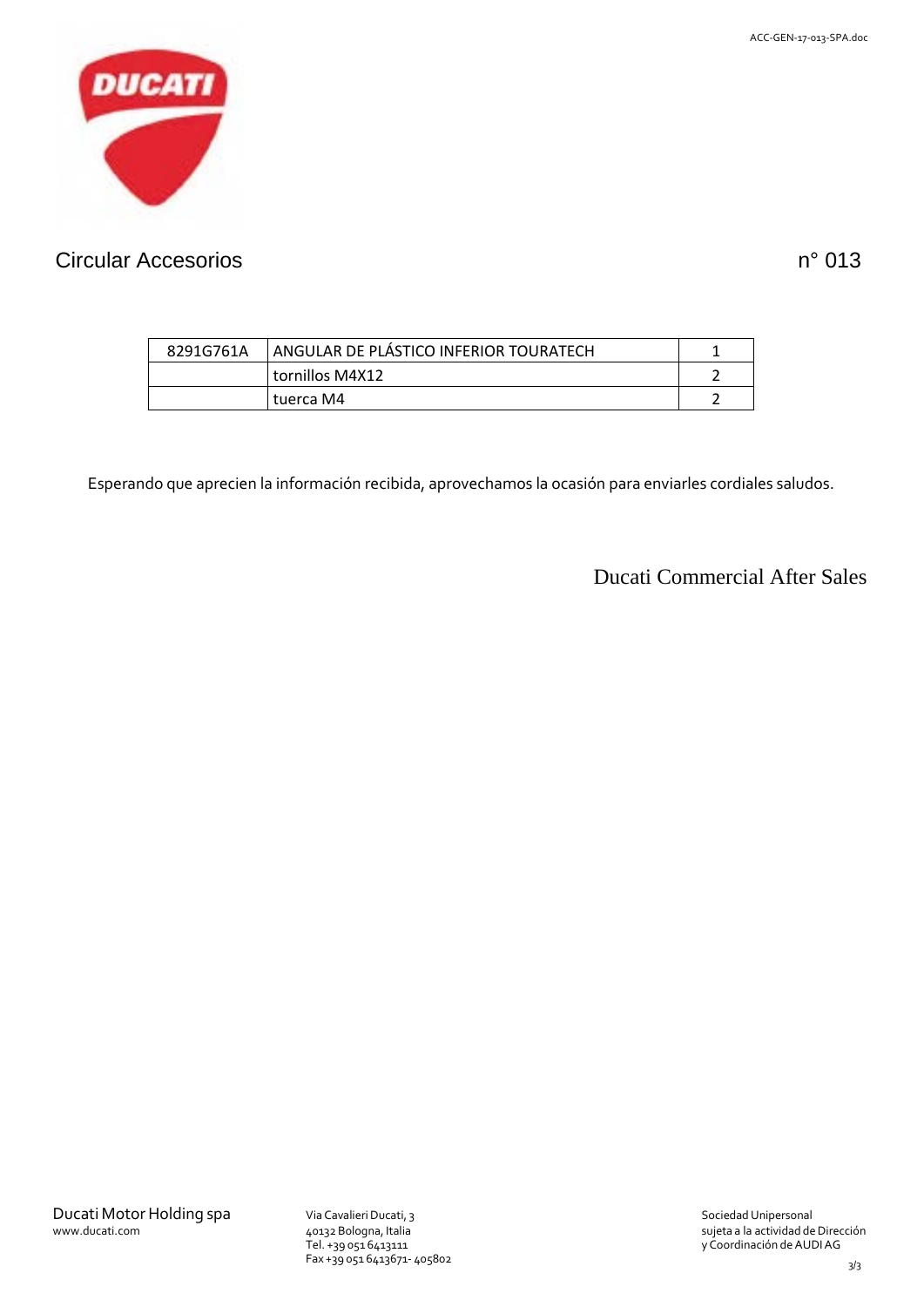Circular Accesorios n° 013

| 8291G761A | ANGULAR DE PLÁSTICO INFERIOR TOURATECH | 1 |
|---|---|---|
| | tornillos M4X12 | 2 |
| | tuerca M4 | 2 |

Esperando que aprecien la información recibida, aprovechamos la ocasión para enviarles cordiales saludos.

Ducati Commercial After Sales

Ducati Motor Holding spa
www.ducati.com

Via Cavalieri Ducati, 3
40132 Bologna, Italia
Tel. +39 051 6413111
Fax +39 051 6413671- 405802

Sociedad Unipersonal
sujeta a la actividad de Dirección
y Coordinación de AUDI AG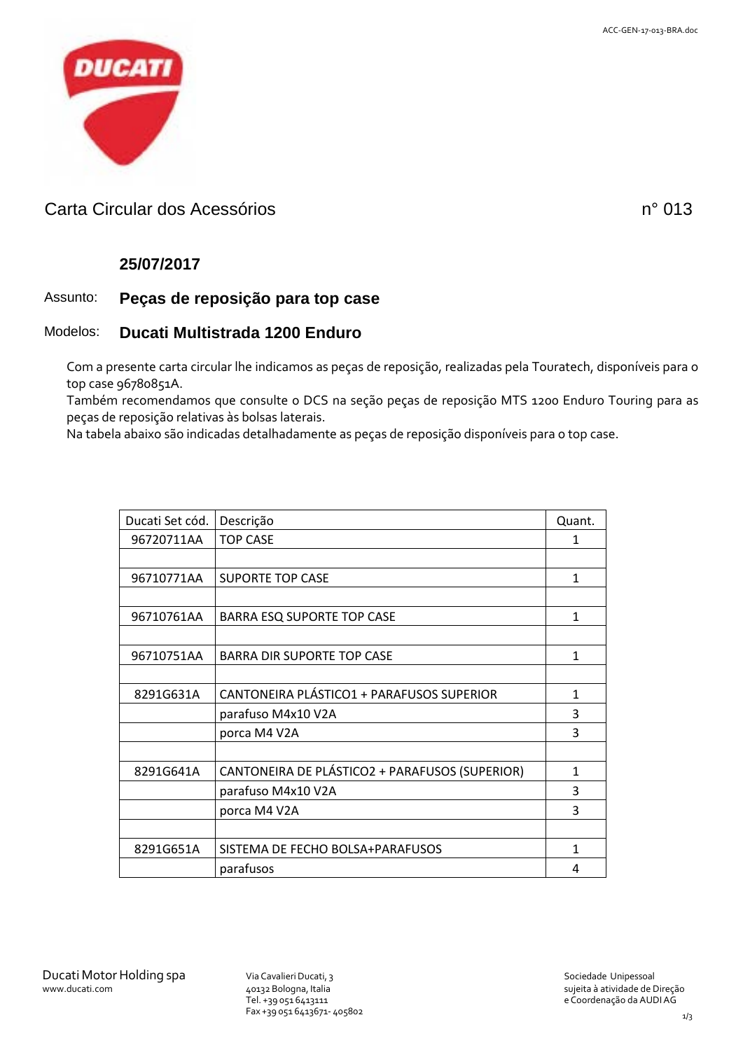## Carta Circular dos Acessórios n° 013

**25/07/2017**

Assunto: **Peças de reposição para top case**

Modelos: **Ducati Multistrada 1200 Enduro**

Com a presente carta circular lhe indicamos as peças de reposição, realizadas pela Touratech, disponíveis para o top case 96780851A.
Também recomendamos que consulte o DCS na seção peças de reposição MTS 1200 Enduro Touring para as peças de reposição relativas às bolsas laterais.
Na tabela abaixo são indicadas detalhadamente as peças de reposição disponíveis para o top case.

| Ducati Set cód. | Descrição | Quant. |
|---|---|---|
| 96720711AA | TOP CASE | 1 |
| | | |
| 96710771AA | SUPORTE TOP CASE | 1 |
| | | |
| 96710761AA | BARRA ESQ SUPORTE TOP CASE | 1 |
| | | |
| 96710751AA | BARRA DIR SUPORTE TOP CASE | 1 |
| | | |
| 8291G631A | CANTONEIRA PLÁSTICO1 + PARAFUSOS SUPERIOR | 1 |
| | parafuso M4x10 V2A | 3 |
| | porca M4 V2A | 3 |
| | | |
| 8291G641A | CANTONEIRA DE PLÁSTICO2 + PARAFUSOS (SUPERIOR) | 1 |
| | parafuso M4x10 V2A | 3 |
| | porca M4 V2A | 3 |
| | | |
| 8291G651A | SISTEMA DE FECHO BOLSA+PARAFUSOS | 1 |
| | parafusos | 4 |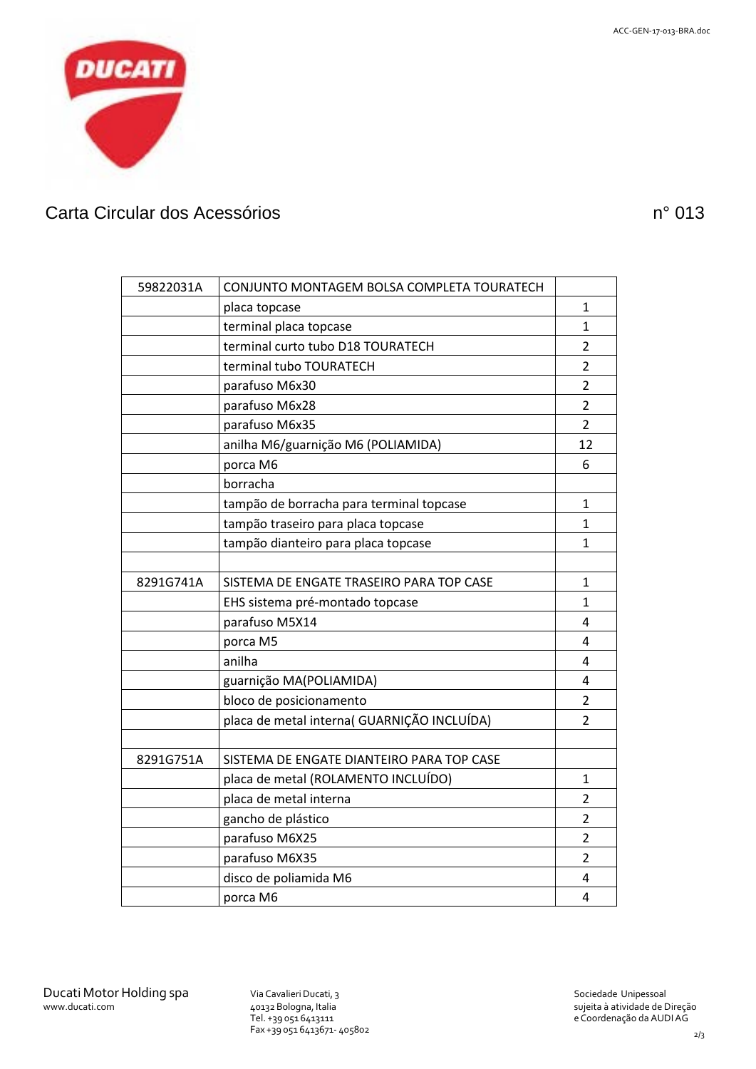# Carta Circular dos Acessórios n° 013

| 59822031A | CONJUNTO MONTAGEM BOLSA COMPLETA TOURATECH | |
|---|---|---|
| | placa topcase | 1 |
| | terminal placa topcase | 1 |
| | terminal curto tubo D18 TOURATECH | 2 |
| | terminal tubo TOURATECH | 2 |
| | parafuso M6x30 | 2 |
| | parafuso M6x28 | 2 |
| | parafuso M6x35 | 2 |
| | anilha M6/guarnição M6 (POLIAMIDA) | 12 |
| | porca M6 | 6 |
| | borracha | |
| | tampão de borracha para terminal topcase | 1 |
| | tampão traseiro para placa topcase | 1 |
| | tampão dianteiro para placa topcase | 1 |
| | | |
| 8291G741A | SISTEMA DE ENGATE TRASEIRO PARA TOP CASE | 1 |
| | EHS sistema pré-montado topcase | 1 |
| | parafuso M5X14 | 4 |
| | porca M5 | 4 |
| | anilha | 4 |
| | guarnição MA(POLIAMIDA) | 4 |
| | bloco de posicionamento | 2 |
| | placa de metal interna( GUARNIÇÃO INCLUÍDA) | 2 |
| | | |
| 8291G751A | SISTEMA DE ENGATE DIANTEIRO PARA TOP CASE | |
| | placa de metal (ROLAMENTO INCLUÍDO) | 1 |
| | placa de metal interna | 2 |
| | gancho de plástico | 2 |
| | parafuso M6X25 | 2 |
| | parafuso M6X35 | 2 |
| | disco de poliamida M6 | 4 |
| | porca M6 | 4 |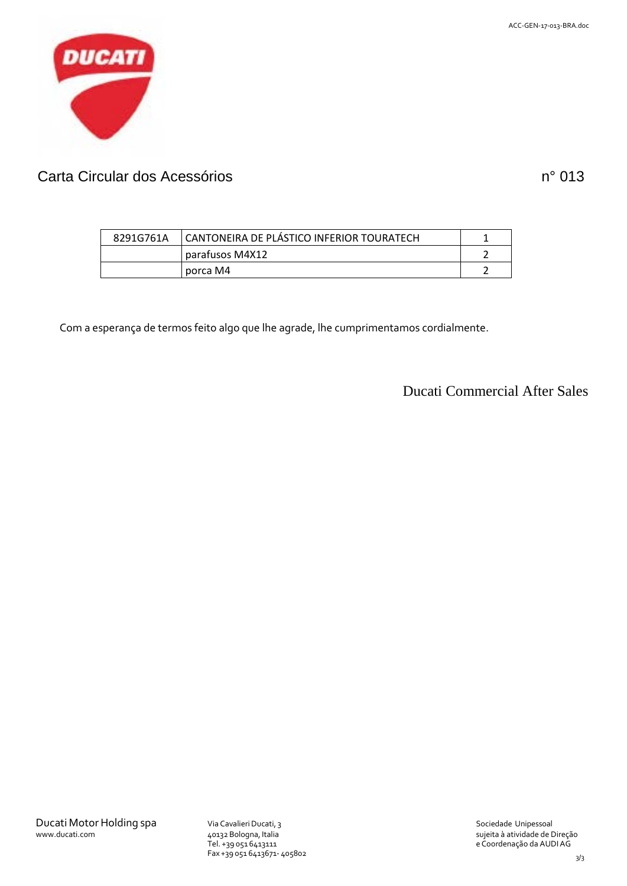Carta Circular dos Acessórios n° 013

| | | |
|---|---|---|
| 8291G761A | CANTONEIRA DE PLÁSTICO INFERIOR TOURATECH | 1 |
| | parafusos M4X12 | 2 |
| | porca M4 | 2 |

Com a esperança de termos feito algo que lhe agrade, lhe cumprimentamos cordialmente.

Ducati Commercial After Sales

Ducati Motor Holding spa
www.ducati.com

Via Cavalieri Ducati, 3
40132 Bologna, Italia
Tel. +39 051 6413111
Fax +39 051 6413671- 405802

Sociedade Unipessoal
sujeita à atividade de Direção
e Coordenação da AUDI AG